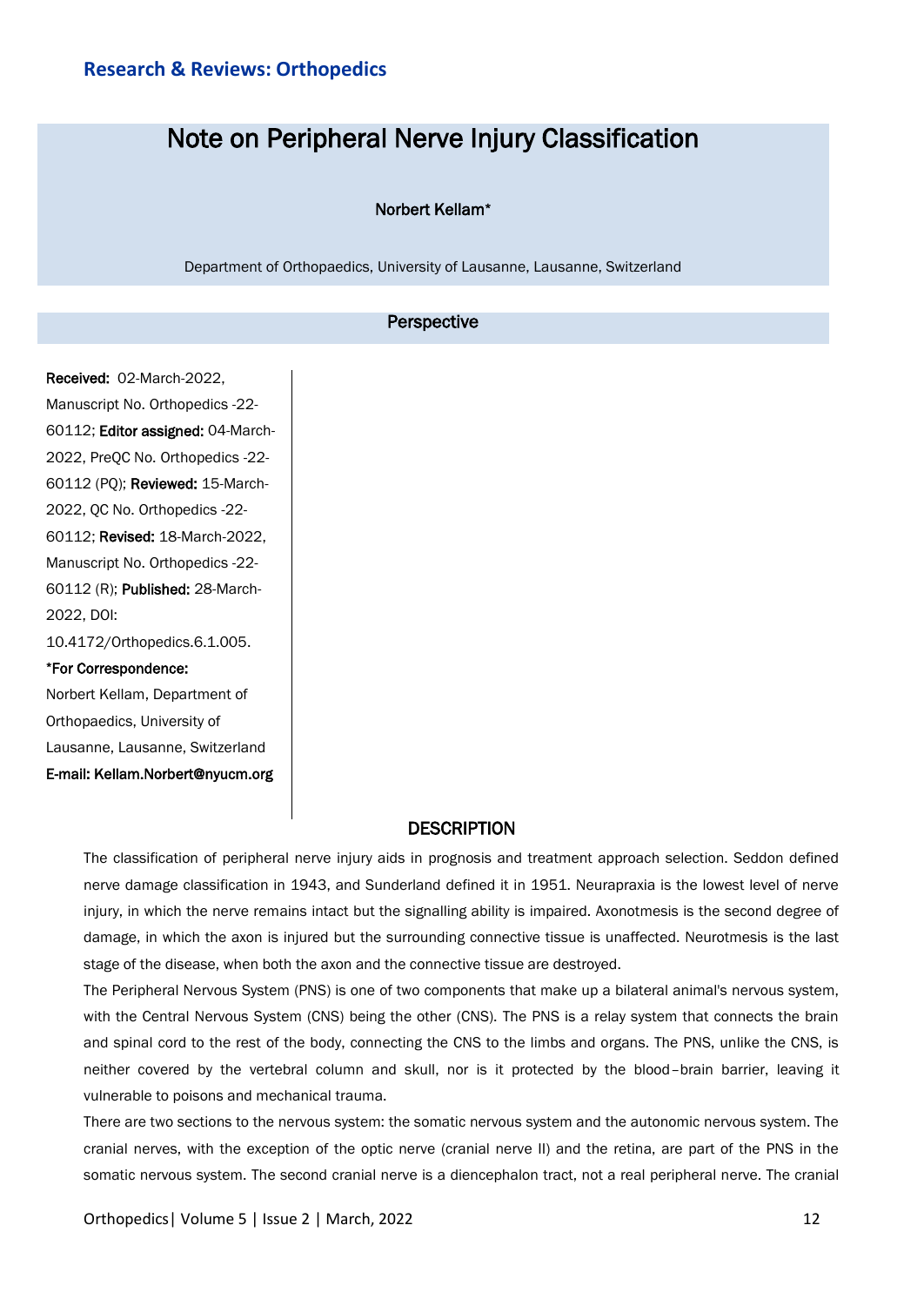**Research & Reviews: Orthopedics**

# Note on Peripheral Nerve Injury Classification

Norbert Kellam*

Department of Orthopaedics, University of Lausanne, Lausanne, Switzerland

## Perspective

**Received:** 02-March-2022, Manuscript No. Orthopedics -22-60112; **Editor assigned:** 04-March-2022, PreQC No. Orthopedics -22-60112 (PQ); **Reviewed:** 15-March-2022, QC No. Orthopedics -22-60112; **Revised:** 18-March-2022, Manuscript No. Orthopedics -22-60112 (R); **Published:** 28-March-2022, DOI: 10.4172/Orthopedics.6.1.005.

***For Correspondence:**

Norbert Kellam, Department of Orthopaedics, University of Lausanne, Lausanne, Switzerland

**E-mail: Kellam.Norbert@nyucm.org**

## DESCRIPTION

The classification of peripheral nerve injury aids in prognosis and treatment approach selection. Seddon defined nerve damage classification in 1943, and Sunderland defined it in 1951. Neurapraxia is the lowest level of nerve injury, in which the nerve remains intact but the signalling ability is impaired. Axonotmesis is the second degree of damage, in which the axon is injured but the surrounding connective tissue is unaffected. Neurotmesis is the last stage of the disease, when both the axon and the connective tissue are destroyed.

The Peripheral Nervous System (PNS) is one of two components that make up a bilateral animal's nervous system, with the Central Nervous System (CNS) being the other (CNS). The PNS is a relay system that connects the brain and spinal cord to the rest of the body, connecting the CNS to the limbs and organs. The PNS, unlike the CNS, is neither covered by the vertebral column and skull, nor is it protected by the blood–brain barrier, leaving it vulnerable to poisons and mechanical trauma.

There are two sections to the nervous system: the somatic nervous system and the autonomic nervous system. The cranial nerves, with the exception of the optic nerve (cranial nerve II) and the retina, are part of the PNS in the somatic nervous system. The second cranial nerve is a diencephalon tract, not a real peripheral nerve. The cranial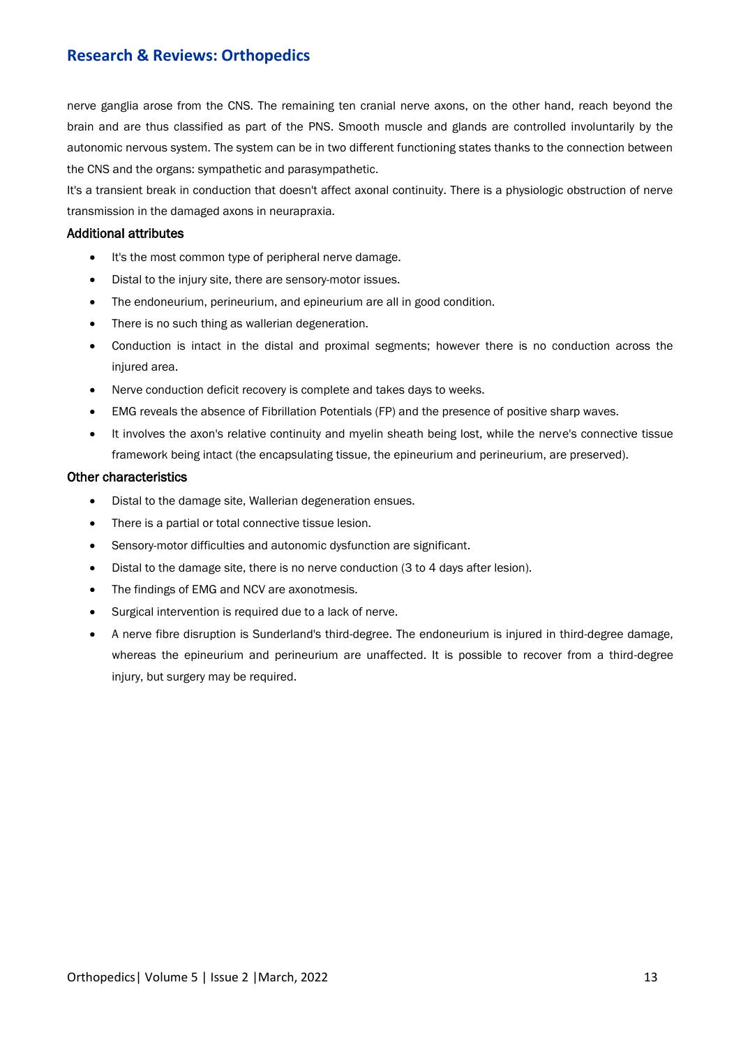nerve ganglia arose from the CNS. The remaining ten cranial nerve axons, on the other hand, reach beyond the brain and are thus classified as part of the PNS. Smooth muscle and glands are controlled involuntarily by the autonomic nervous system. The system can be in two different functioning states thanks to the connection between the CNS and the organs: sympathetic and parasympathetic.

It's a transient break in conduction that doesn't affect axonal continuity. There is a physiologic obstruction of nerve transmission in the damaged axons in neurapraxia.

### Additional attributes

- It's the most common type of peripheral nerve damage.
- Distal to the injury site, there are sensory-motor issues.
- The endoneurium, perineurium, and epineurium are all in good condition.
- There is no such thing as wallerian degeneration.
- Conduction is intact in the distal and proximal segments; however there is no conduction across the injured area.
- Nerve conduction deficit recovery is complete and takes days to weeks.
- EMG reveals the absence of Fibrillation Potentials (FP) and the presence of positive sharp waves.
- It involves the axon's relative continuity and myelin sheath being lost, while the nerve's connective tissue framework being intact (the encapsulating tissue, the epineurium and perineurium, are preserved).

### Other characteristics

- Distal to the damage site, Wallerian degeneration ensues.
- There is a partial or total connective tissue lesion.
- Sensory-motor difficulties and autonomic dysfunction are significant.
- Distal to the damage site, there is no nerve conduction (3 to 4 days after lesion).
- The findings of EMG and NCV are axonotmesis.
- Surgical intervention is required due to a lack of nerve.
- A nerve fibre disruption is Sunderland's third-degree. The endoneurium is injured in third-degree damage, whereas the epineurium and perineurium are unaffected. It is possible to recover from a third-degree injury, but surgery may be required.